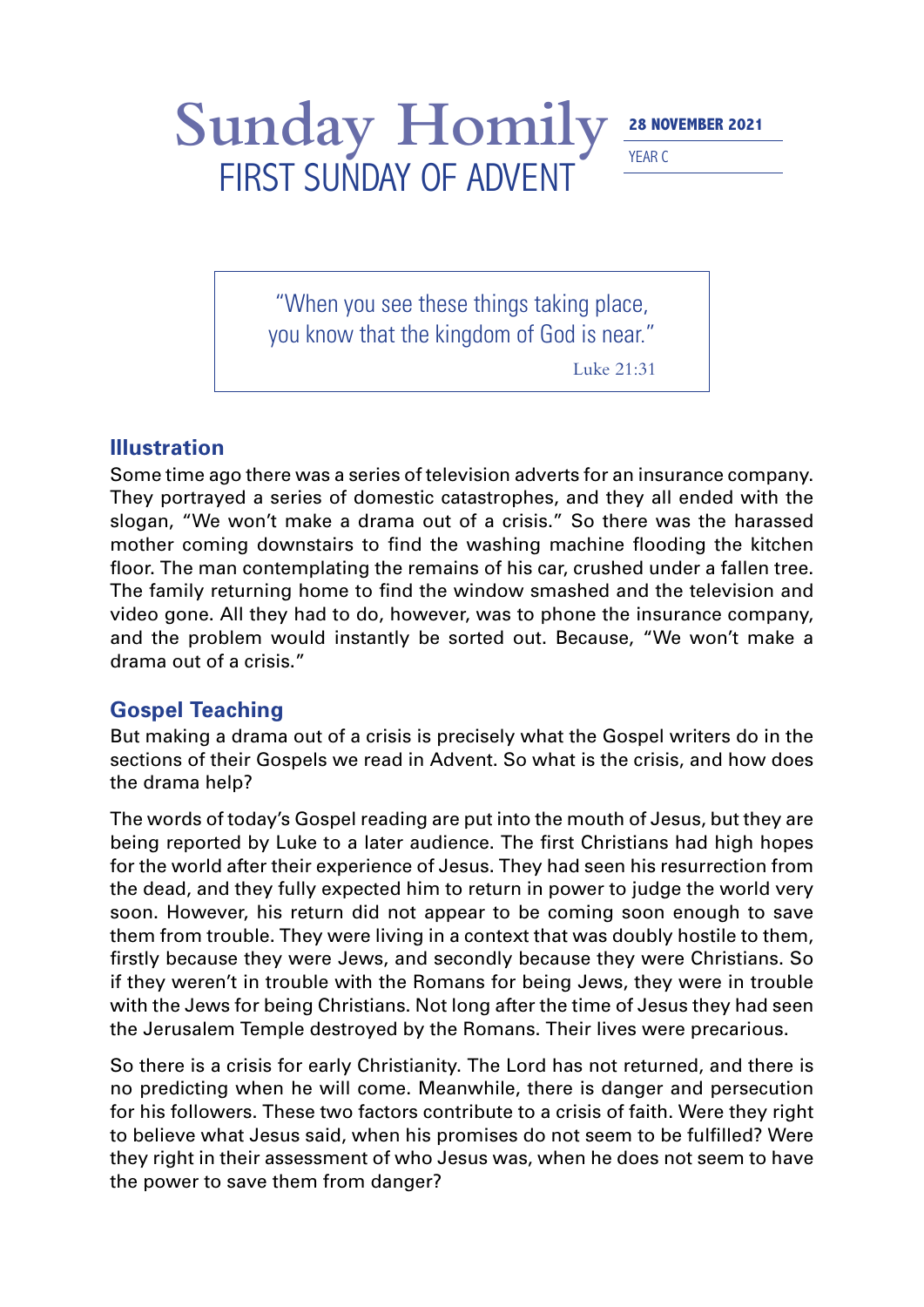# Sunday Homily

## FIRST SUNDAY OF ADVENT

**28 NOVEMBER 2021**

YEAR C

> "When you see these things taking place,
> you know that the kingdom of God is near."
>
> Luke 21:31

### Illustration

Some time ago there was a series of television adverts for an insurance company. They portrayed a series of domestic catastrophes, and they all ended with the slogan, "We won't make a drama out of a crisis." So there was the harassed mother coming downstairs to find the washing machine flooding the kitchen floor. The man contemplating the remains of his car, crushed under a fallen tree. The family returning home to find the window smashed and the television and video gone. All they had to do, however, was to phone the insurance company, and the problem would instantly be sorted out. Because, "We won't make a drama out of a crisis."

### Gospel Teaching

But making a drama out of a crisis is precisely what the Gospel writers do in the sections of their Gospels we read in Advent. So what is the crisis, and how does the drama help?

The words of today's Gospel reading are put into the mouth of Jesus, but they are being reported by Luke to a later audience. The first Christians had high hopes for the world after their experience of Jesus. They had seen his resurrection from the dead, and they fully expected him to return in power to judge the world very soon. However, his return did not appear to be coming soon enough to save them from trouble. They were living in a context that was doubly hostile to them, firstly because they were Jews, and secondly because they were Christians. So if they weren't in trouble with the Romans for being Jews, they were in trouble with the Jews for being Christians. Not long after the time of Jesus they had seen the Jerusalem Temple destroyed by the Romans. Their lives were precarious.

So there is a crisis for early Christianity. The Lord has not returned, and there is no predicting when he will come. Meanwhile, there is danger and persecution for his followers. These two factors contribute to a crisis of faith. Were they right to believe what Jesus said, when his promises do not seem to be fulfilled? Were they right in their assessment of who Jesus was, when he does not seem to have the power to save them from danger?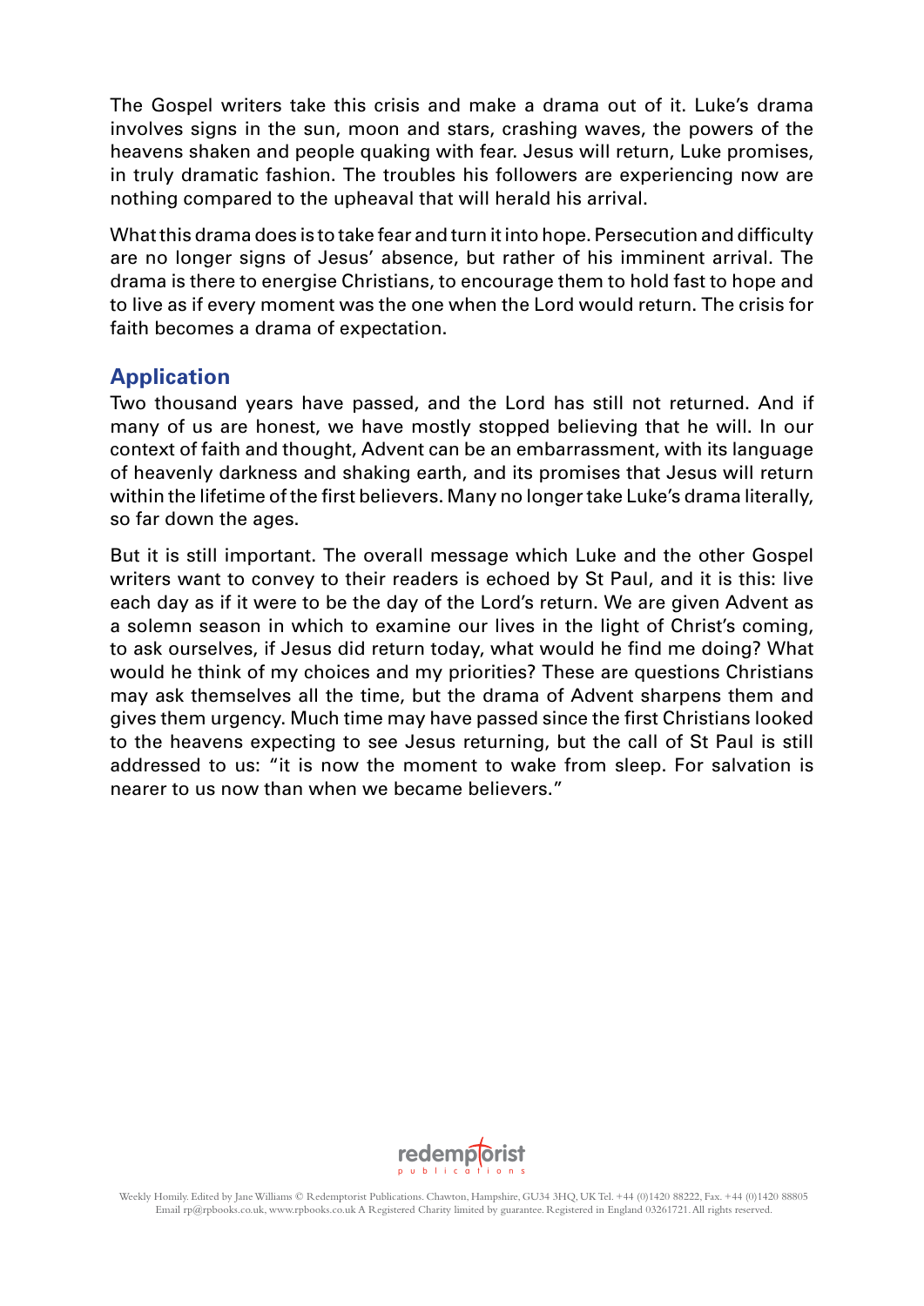The Gospel writers take this crisis and make a drama out of it. Luke's drama involves signs in the sun, moon and stars, crashing waves, the powers of the heavens shaken and people quaking with fear. Jesus will return, Luke promises, in truly dramatic fashion. The troubles his followers are experiencing now are nothing compared to the upheaval that will herald his arrival.

What this drama does is to take fear and turn it into hope. Persecution and difficulty are no longer signs of Jesus' absence, but rather of his imminent arrival. The drama is there to energise Christians, to encourage them to hold fast to hope and to live as if every moment was the one when the Lord would return. The crisis for faith becomes a drama of expectation.

## Application

Two thousand years have passed, and the Lord has still not returned. And if many of us are honest, we have mostly stopped believing that he will. In our context of faith and thought, Advent can be an embarrassment, with its language of heavenly darkness and shaking earth, and its promises that Jesus will return within the lifetime of the first believers. Many no longer take Luke's drama literally, so far down the ages.

But it is still important. The overall message which Luke and the other Gospel writers want to convey to their readers is echoed by St Paul, and it is this: live each day as if it were to be the day of the Lord's return. We are given Advent as a solemn season in which to examine our lives in the light of Christ's coming, to ask ourselves, if Jesus did return today, what would he find me doing? What would he think of my choices and my priorities? These are questions Christians may ask themselves all the time, but the drama of Advent sharpens them and gives them urgency. Much time may have passed since the first Christians looked to the heavens expecting to see Jesus returning, but the call of St Paul is still addressed to us: "it is now the moment to wake from sleep. For salvation is nearer to us now than when we became believers."

redemptorist publications

Weekly Homily. Edited by Jane Williams © Redemptorist Publications. Chawton, Hampshire, GU34 3HQ, UK Tel. +44 (0)1420 88222, Fax. +44 (0)1420 88805 Email rp@rpbooks.co.uk, www.rpbooks.co.uk A Registered Charity limited by guarantee. Registered in England 03261721. All rights reserved.